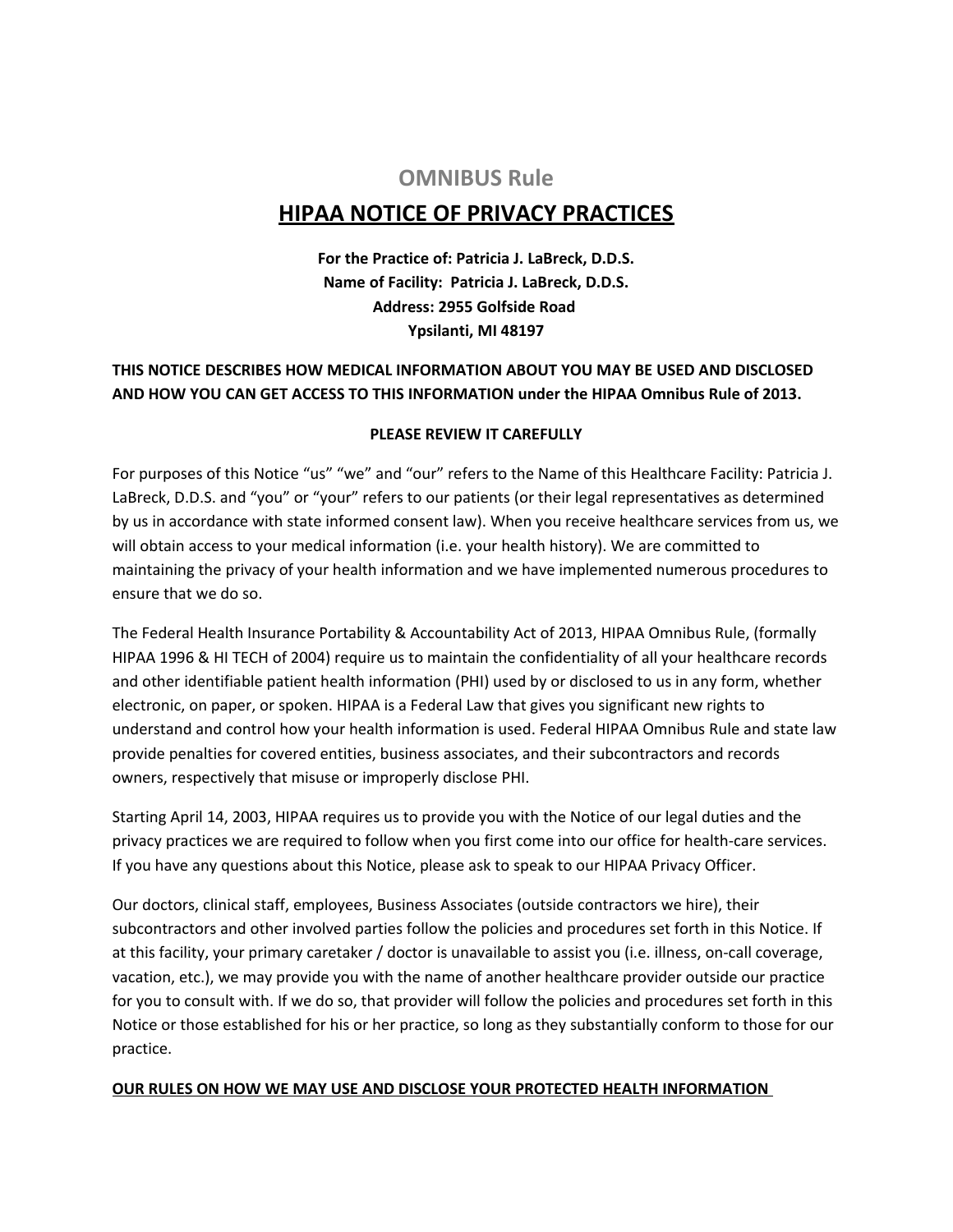# OMNIBUS Rule

## HIPAA NOTICE OF PRIVACY PRACTICES

**For the Practice of: Patricia J. LaBreck, D.D.S.**
**Name of Facility: Patricia J. LaBreck, D.D.S.**
**Address: 2955 Golfside Road**
**Ypsilanti, MI 48197**

**THIS NOTICE DESCRIBES HOW MEDICAL INFORMATION ABOUT YOU MAY BE USED AND DISCLOSED AND HOW YOU CAN GET ACCESS TO THIS INFORMATION under the HIPAA Omnibus Rule of 2013.**

**PLEASE REVIEW IT CAREFULLY**

For purposes of this Notice "us" "we" and "our" refers to the Name of this Healthcare Facility: Patricia J. LaBreck, D.D.S. and "you" or "your" refers to our patients (or their legal representatives as determined by us in accordance with state informed consent law). When you receive healthcare services from us, we will obtain access to your medical information (i.e. your health history). We are committed to maintaining the privacy of your health information and we have implemented numerous procedures to ensure that we do so.

The Federal Health Insurance Portability & Accountability Act of 2013, HIPAA Omnibus Rule, (formally HIPAA 1996 & HI TECH of 2004) require us to maintain the confidentiality of all your healthcare records and other identifiable patient health information (PHI) used by or disclosed to us in any form, whether electronic, on paper, or spoken. HIPAA is a Federal Law that gives you significant new rights to understand and control how your health information is used. Federal HIPAA Omnibus Rule and state law provide penalties for covered entities, business associates, and their subcontractors and records owners, respectively that misuse or improperly disclose PHI.

Starting April 14, 2003, HIPAA requires us to provide you with the Notice of our legal duties and the privacy practices we are required to follow when you first come into our office for health-care services. If you have any questions about this Notice, please ask to speak to our HIPAA Privacy Officer.

Our doctors, clinical staff, employees, Business Associates (outside contractors we hire), their subcontractors and other involved parties follow the policies and procedures set forth in this Notice. If at this facility, your primary caretaker / doctor is unavailable to assist you (i.e. illness, on-call coverage, vacation, etc.), we may provide you with the name of another healthcare provider outside our practice for you to consult with. If we do so, that provider will follow the policies and procedures set forth in this Notice or those established for his or her practice, so long as they substantially conform to those for our practice.

**OUR RULES ON HOW WE MAY USE AND DISCLOSE YOUR PROTECTED HEALTH INFORMATION**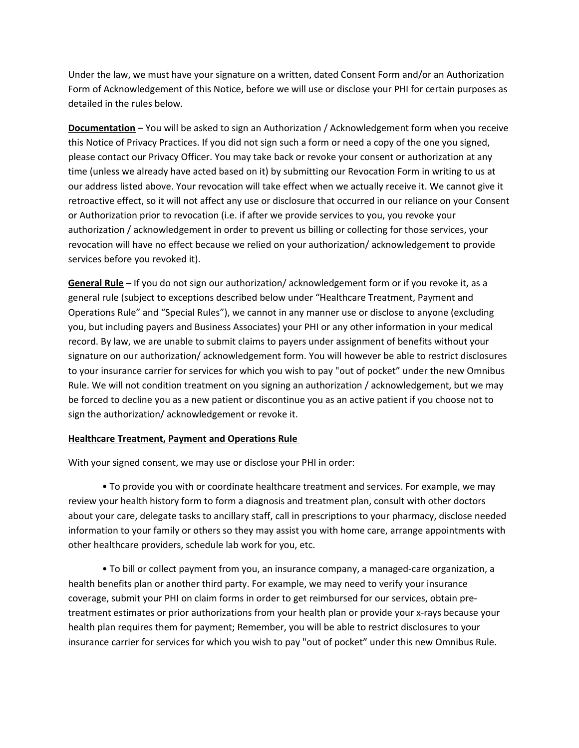Under the law, we must have your signature on a written, dated Consent Form and/or an Authorization Form of Acknowledgement of this Notice, before we will use or disclose your PHI for certain purposes as detailed in the rules below.

**Documentation** – You will be asked to sign an Authorization / Acknowledgement form when you receive this Notice of Privacy Practices. If you did not sign such a form or need a copy of the one you signed, please contact our Privacy Officer. You may take back or revoke your consent or authorization at any time (unless we already have acted based on it) by submitting our Revocation Form in writing to us at our address listed above. Your revocation will take effect when we actually receive it. We cannot give it retroactive effect, so it will not affect any use or disclosure that occurred in our reliance on your Consent or Authorization prior to revocation (i.e. if after we provide services to you, you revoke your authorization / acknowledgement in order to prevent us billing or collecting for those services, your revocation will have no effect because we relied on your authorization/ acknowledgement to provide services before you revoked it).

**General Rule** – If you do not sign our authorization/ acknowledgement form or if you revoke it, as a general rule (subject to exceptions described below under "Healthcare Treatment, Payment and Operations Rule" and "Special Rules"), we cannot in any manner use or disclose to anyone (excluding you, but including payers and Business Associates) your PHI or any other information in your medical record. By law, we are unable to submit claims to payers under assignment of benefits without your signature on our authorization/ acknowledgement form. You will however be able to restrict disclosures to your insurance carrier for services for which you wish to pay "out of pocket" under the new Omnibus Rule. We will not condition treatment on you signing an authorization / acknowledgement, but we may be forced to decline you as a new patient or discontinue you as an active patient if you choose not to sign the authorization/ acknowledgement or revoke it.

**Healthcare Treatment, Payment and Operations Rule**

With your signed consent, we may use or disclose your PHI in order:

- To provide you with or coordinate healthcare treatment and services. For example, we may review your health history form to form a diagnosis and treatment plan, consult with other doctors about your care, delegate tasks to ancillary staff, call in prescriptions to your pharmacy, disclose needed information to your family or others so they may assist you with home care, arrange appointments with other healthcare providers, schedule lab work for you, etc.

- To bill or collect payment from you, an insurance company, a managed-care organization, a health benefits plan or another third party. For example, we may need to verify your insurance coverage, submit your PHI on claim forms in order to get reimbursed for our services, obtain pre-treatment estimates or prior authorizations from your health plan or provide your x-rays because your health plan requires them for payment; Remember, you will be able to restrict disclosures to your insurance carrier for services for which you wish to pay "out of pocket" under this new Omnibus Rule.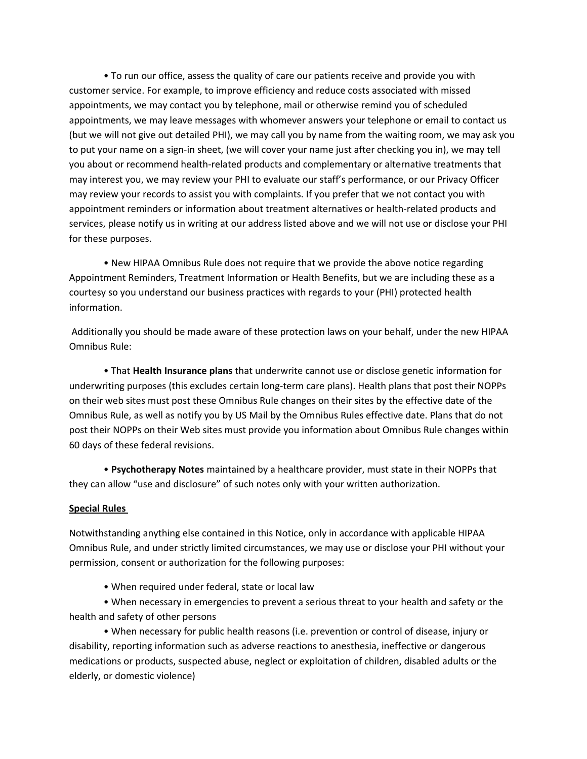- To run our office, assess the quality of care our patients receive and provide you with customer service. For example, to improve efficiency and reduce costs associated with missed appointments, we may contact you by telephone, mail or otherwise remind you of scheduled appointments, we may leave messages with whomever answers your telephone or email to contact us (but we will not give out detailed PHI), we may call you by name from the waiting room, we may ask you to put your name on a sign-in sheet, (we will cover your name just after checking you in), we may tell you about or recommend health-related products and complementary or alternative treatments that may interest you, we may review your PHI to evaluate our staff's performance, or our Privacy Officer may review your records to assist you with complaints. If you prefer that we not contact you with appointment reminders or information about treatment alternatives or health-related products and services, please notify us in writing at our address listed above and we will not use or disclose your PHI for these purposes.

- New HIPAA Omnibus Rule does not require that we provide the above notice regarding Appointment Reminders, Treatment Information or Health Benefits, but we are including these as a courtesy so you understand our business practices with regards to your (PHI) protected health information.

Additionally you should be made aware of these protection laws on your behalf, under the new HIPAA Omnibus Rule:

- That **Health Insurance plans** that underwrite cannot use or disclose genetic information for underwriting purposes (this excludes certain long-term care plans). Health plans that post their NOPPs on their web sites must post these Omnibus Rule changes on their sites by the effective date of the Omnibus Rule, as well as notify you by US Mail by the Omnibus Rules effective date. Plans that do not post their NOPPs on their Web sites must provide you information about Omnibus Rule changes within 60 days of these federal revisions.

- **Psychotherapy Notes** maintained by a healthcare provider, must state in their NOPPs that they can allow "use and disclosure" of such notes only with your written authorization.

**<u>Special Rules</u>**

Notwithstanding anything else contained in this Notice, only in accordance with applicable HIPAA Omnibus Rule, and under strictly limited circumstances, we may use or disclose your PHI without your permission, consent or authorization for the following purposes:

- When required under federal, state or local law
- When necessary in emergencies to prevent a serious threat to your health and safety or the health and safety of other persons
- When necessary for public health reasons (i.e. prevention or control of disease, injury or disability, reporting information such as adverse reactions to anesthesia, ineffective or dangerous medications or products, suspected abuse, neglect or exploitation of children, disabled adults or the elderly, or domestic violence)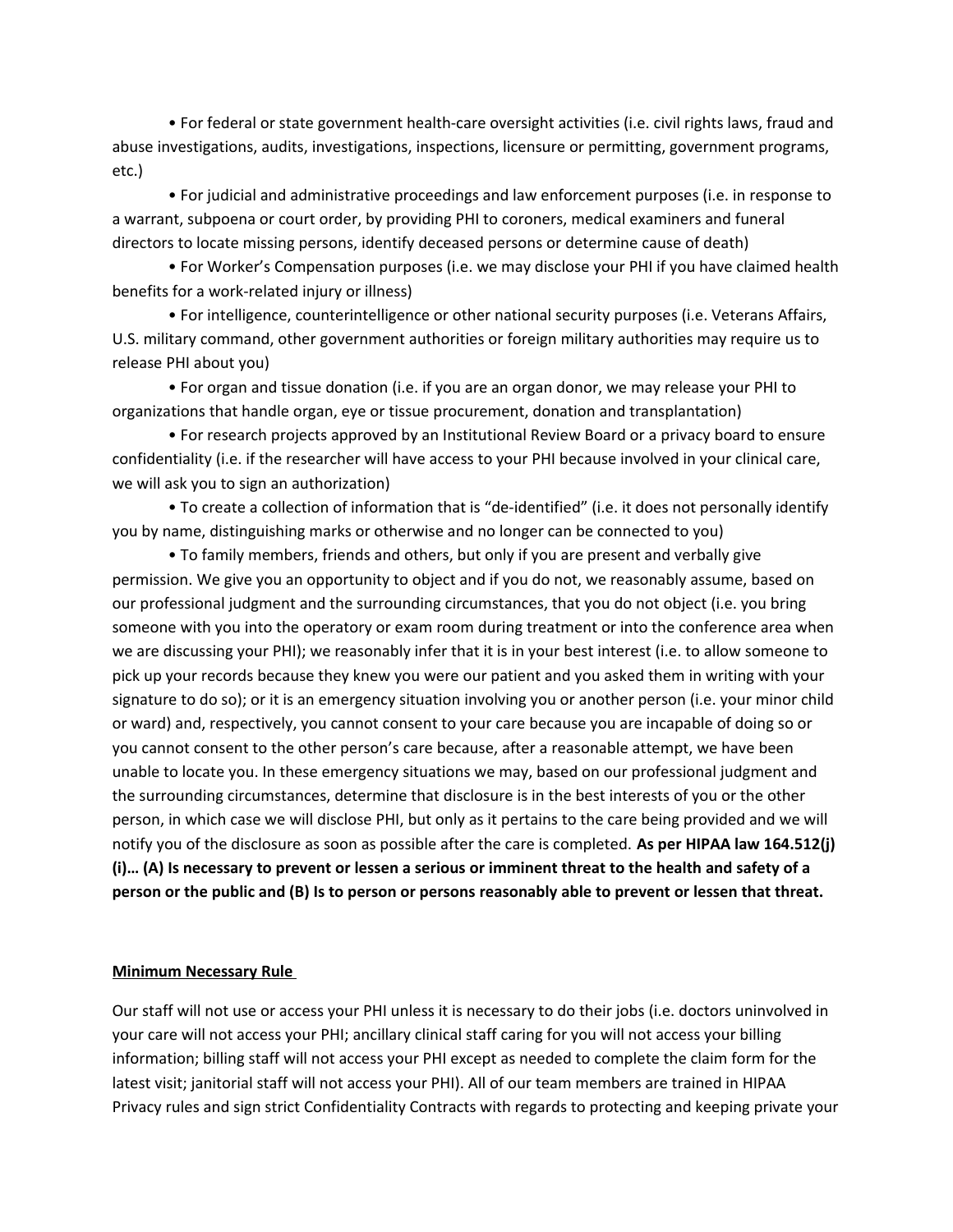• For federal or state government health-care oversight activities (i.e. civil rights laws, fraud and abuse investigations, audits, investigations, inspections, licensure or permitting, government programs, etc.)

• For judicial and administrative proceedings and law enforcement purposes (i.e. in response to a warrant, subpoena or court order, by providing PHI to coroners, medical examiners and funeral directors to locate missing persons, identify deceased persons or determine cause of death)

• For Worker's Compensation purposes (i.e. we may disclose your PHI if you have claimed health benefits for a work-related injury or illness)

• For intelligence, counterintelligence or other national security purposes (i.e. Veterans Affairs, U.S. military command, other government authorities or foreign military authorities may require us to release PHI about you)

• For organ and tissue donation (i.e. if you are an organ donor, we may release your PHI to organizations that handle organ, eye or tissue procurement, donation and transplantation)

• For research projects approved by an Institutional Review Board or a privacy board to ensure confidentiality (i.e. if the researcher will have access to your PHI because involved in your clinical care, we will ask you to sign an authorization)

• To create a collection of information that is "de-identified" (i.e. it does not personally identify you by name, distinguishing marks or otherwise and no longer can be connected to you)

• To family members, friends and others, but only if you are present and verbally give permission. We give you an opportunity to object and if you do not, we reasonably assume, based on our professional judgment and the surrounding circumstances, that you do not object (i.e. you bring someone with you into the operatory or exam room during treatment or into the conference area when we are discussing your PHI); we reasonably infer that it is in your best interest (i.e. to allow someone to pick up your records because they knew you were our patient and you asked them in writing with your signature to do so); or it is an emergency situation involving you or another person (i.e. your minor child or ward) and, respectively, you cannot consent to your care because you are incapable of doing so or you cannot consent to the other person's care because, after a reasonable attempt, we have been unable to locate you. In these emergency situations we may, based on our professional judgment and the surrounding circumstances, determine that disclosure is in the best interests of you or the other person, in which case we will disclose PHI, but only as it pertains to the care being provided and we will notify you of the disclosure as soon as possible after the care is completed. **As per HIPAA law 164.512(j)(i)… (A) Is necessary to prevent or lessen a serious or imminent threat to the health and safety of a person or the public and (B) Is to person or persons reasonably able to prevent or lessen that threat.**

**Minimum Necessary Rule**

Our staff will not use or access your PHI unless it is necessary to do their jobs (i.e. doctors uninvolved in your care will not access your PHI; ancillary clinical staff caring for you will not access your billing information; billing staff will not access your PHI except as needed to complete the claim form for the latest visit; janitorial staff will not access your PHI). All of our team members are trained in HIPAA Privacy rules and sign strict Confidentiality Contracts with regards to protecting and keeping private your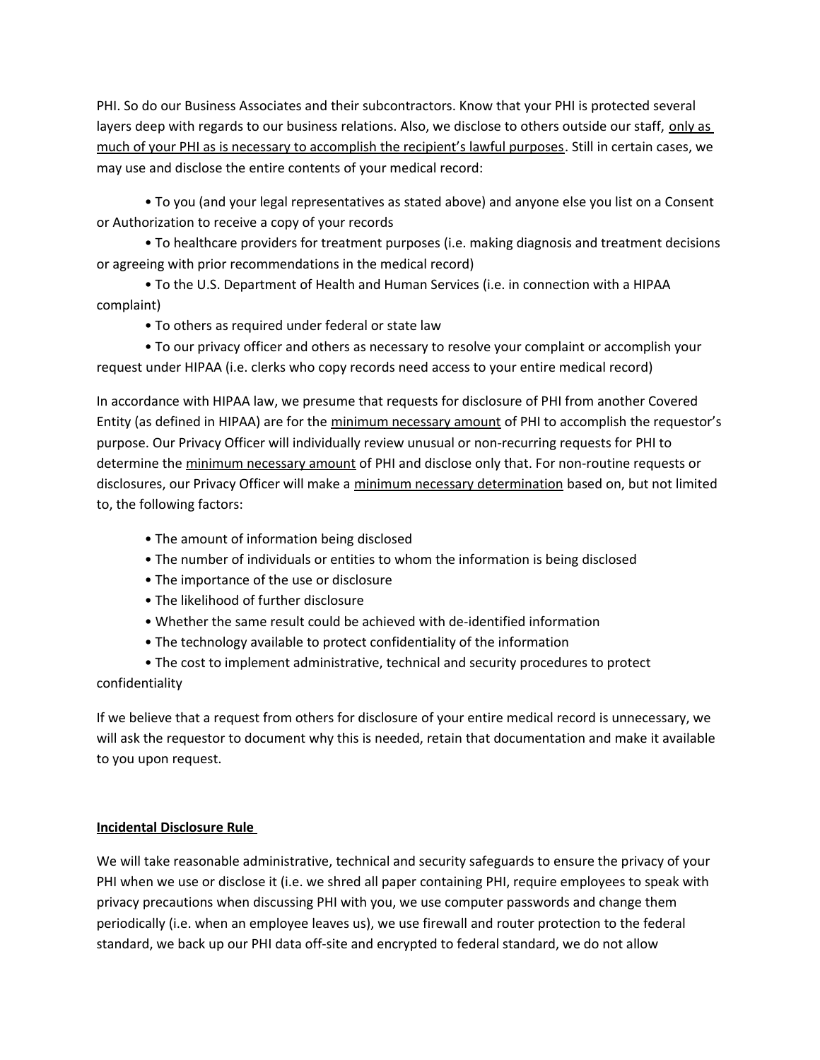PHI. So do our Business Associates and their subcontractors. Know that your PHI is protected several layers deep with regards to our business relations. Also, we disclose to others outside our staff, <u>only as much of your PHI as is necessary to accomplish the recipient's lawful purposes</u>. Still in certain cases, we may use and disclose the entire contents of your medical record:

- To you (and your legal representatives as stated above) and anyone else you list on a Consent or Authorization to receive a copy of your records
- To healthcare providers for treatment purposes (i.e. making diagnosis and treatment decisions or agreeing with prior recommendations in the medical record)
- To the U.S. Department of Health and Human Services (i.e. in connection with a HIPAA complaint)
- To others as required under federal or state law
- To our privacy officer and others as necessary to resolve your complaint or accomplish your request under HIPAA (i.e. clerks who copy records need access to your entire medical record)

In accordance with HIPAA law, we presume that requests for disclosure of PHI from another Covered Entity (as defined in HIPAA) are for the <u>minimum necessary amount</u> of PHI to accomplish the requestor's purpose. Our Privacy Officer will individually review unusual or non-recurring requests for PHI to determine the <u>minimum necessary amount</u> of PHI and disclose only that. For non-routine requests or disclosures, our Privacy Officer will make a <u>minimum necessary determination</u> based on, but not limited to, the following factors:

- The amount of information being disclosed
- The number of individuals or entities to whom the information is being disclosed
- The importance of the use or disclosure
- The likelihood of further disclosure
- Whether the same result could be achieved with de-identified information
- The technology available to protect confidentiality of the information
- The cost to implement administrative, technical and security procedures to protect confidentiality

If we believe that a request from others for disclosure of your entire medical record is unnecessary, we will ask the requestor to document why this is needed, retain that documentation and make it available to you upon request.

**<u>Incidental Disclosure Rule</u>**

We will take reasonable administrative, technical and security safeguards to ensure the privacy of your PHI when we use or disclose it (i.e. we shred all paper containing PHI, require employees to speak with privacy precautions when discussing PHI with you, we use computer passwords and change them periodically (i.e. when an employee leaves us), we use firewall and router protection to the federal standard, we back up our PHI data off-site and encrypted to federal standard, we do not allow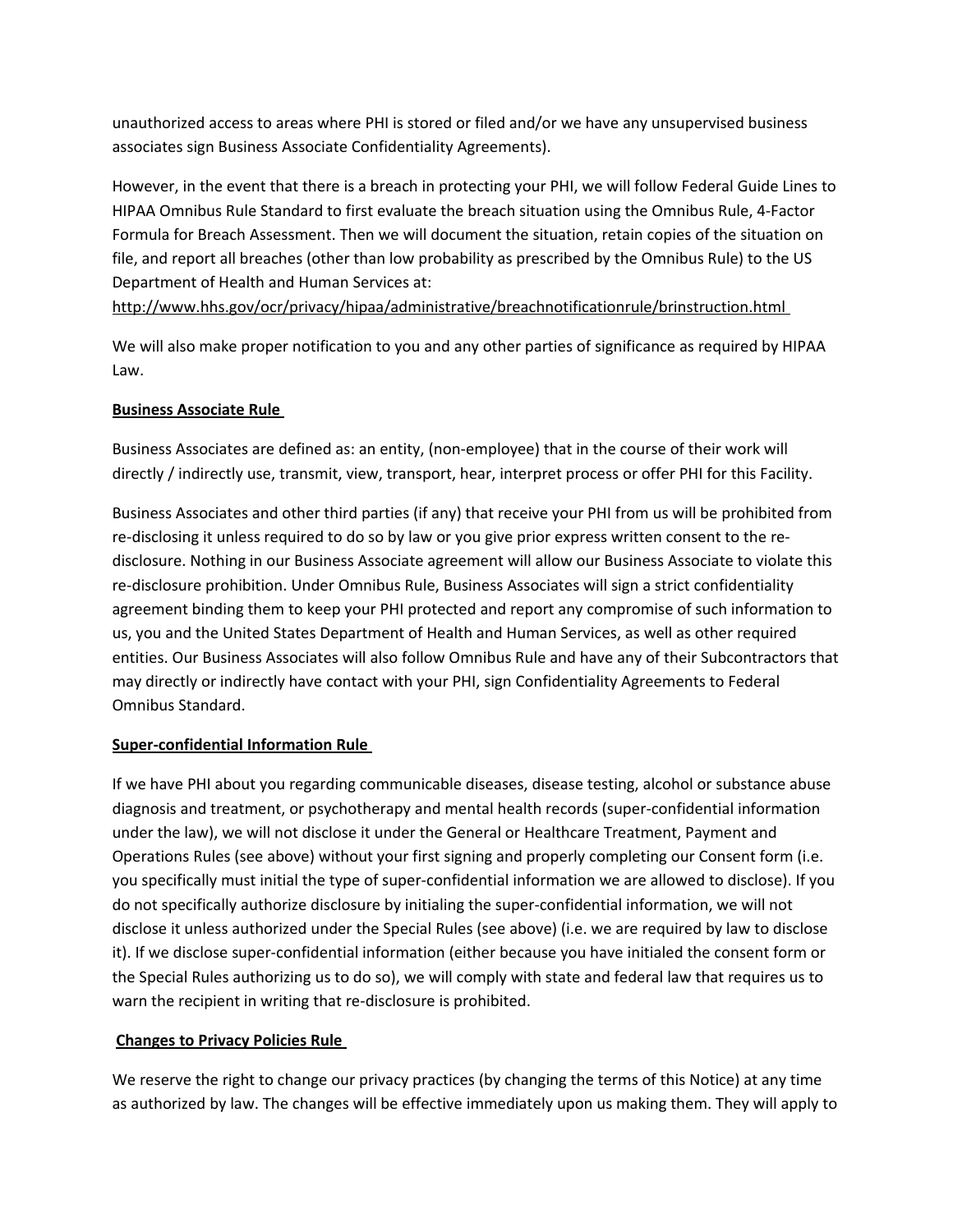unauthorized access to areas where PHI is stored or filed and/or we have any unsupervised business associates sign Business Associate Confidentiality Agreements).

However, in the event that there is a breach in protecting your PHI, we will follow Federal Guide Lines to HIPAA Omnibus Rule Standard to first evaluate the breach situation using the Omnibus Rule, 4-Factor Formula for Breach Assessment. Then we will document the situation, retain copies of the situation on file, and report all breaches (other than low probability as prescribed by the Omnibus Rule) to the US Department of Health and Human Services at:
http://www.hhs.gov/ocr/privacy/hipaa/administrative/breachnotificationrule/brinstruction.html

We will also make proper notification to you and any other parties of significance as required by HIPAA Law.

**Business Associate Rule**

Business Associates are defined as: an entity, (non-employee) that in the course of their work will directly / indirectly use, transmit, view, transport, hear, interpret process or offer PHI for this Facility.

Business Associates and other third parties (if any) that receive your PHI from us will be prohibited from re-disclosing it unless required to do so by law or you give prior express written consent to the re-disclosure. Nothing in our Business Associate agreement will allow our Business Associate to violate this re-disclosure prohibition. Under Omnibus Rule, Business Associates will sign a strict confidentiality agreement binding them to keep your PHI protected and report any compromise of such information to us, you and the United States Department of Health and Human Services, as well as other required entities. Our Business Associates will also follow Omnibus Rule and have any of their Subcontractors that may directly or indirectly have contact with your PHI, sign Confidentiality Agreements to Federal Omnibus Standard.

**Super-confidential Information Rule**

If we have PHI about you regarding communicable diseases, disease testing, alcohol or substance abuse diagnosis and treatment, or psychotherapy and mental health records (super-confidential information under the law), we will not disclose it under the General or Healthcare Treatment, Payment and Operations Rules (see above) without your first signing and properly completing our Consent form (i.e. you specifically must initial the type of super-confidential information we are allowed to disclose). If you do not specifically authorize disclosure by initialing the super-confidential information, we will not disclose it unless authorized under the Special Rules (see above) (i.e. we are required by law to disclose it). If we disclose super-confidential information (either because you have initialed the consent form or the Special Rules authorizing us to do so), we will comply with state and federal law that requires us to warn the recipient in writing that re-disclosure is prohibited.

**Changes to Privacy Policies Rule**

We reserve the right to change our privacy practices (by changing the terms of this Notice) at any time as authorized by law. The changes will be effective immediately upon us making them. They will apply to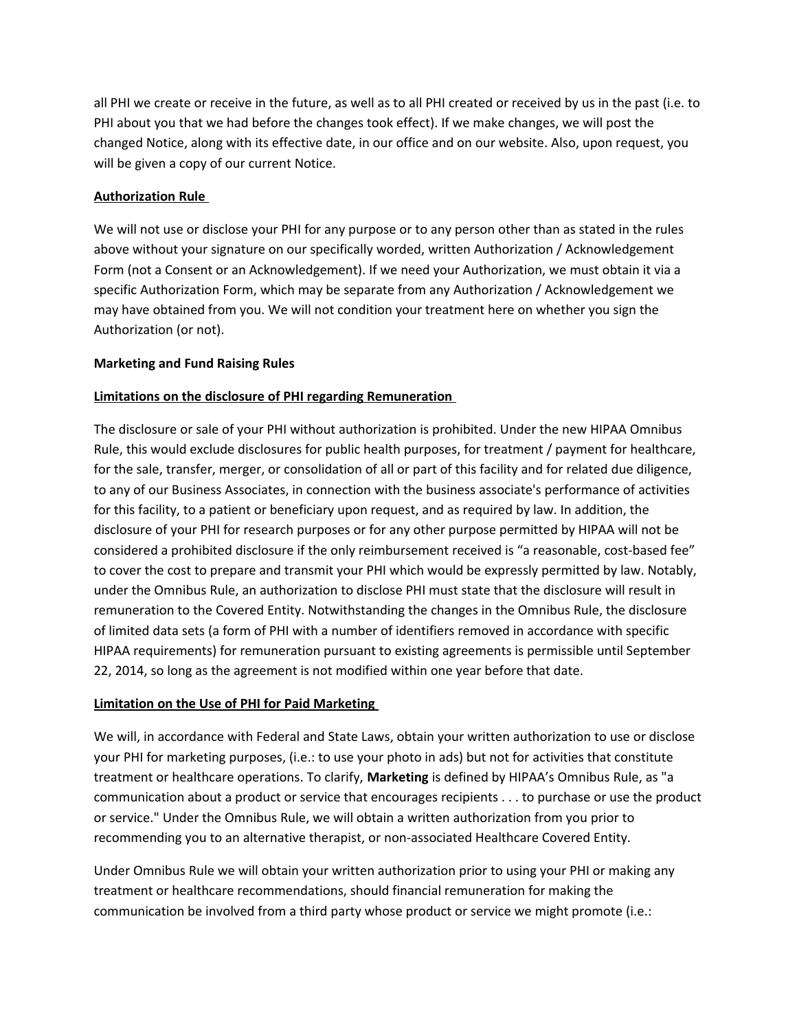all PHI we create or receive in the future, as well as to all PHI created or received by us in the past (i.e. to PHI about you that we had before the changes took effect). If we make changes, we will post the changed Notice, along with its effective date, in our office and on our website. Also, upon request, you will be given a copy of our current Notice.

**Authorization Rule**

We will not use or disclose your PHI for any purpose or to any person other than as stated in the rules above without your signature on our specifically worded, written Authorization / Acknowledgement Form (not a Consent or an Acknowledgement). If we need your Authorization, we must obtain it via a specific Authorization Form, which may be separate from any Authorization / Acknowledgement we may have obtained from you. We will not condition your treatment here on whether you sign the Authorization (or not).

**Marketing and Fund Raising Rules**

**Limitations on the disclosure of PHI regarding Remuneration**

The disclosure or sale of your PHI without authorization is prohibited. Under the new HIPAA Omnibus Rule, this would exclude disclosures for public health purposes, for treatment / payment for healthcare, for the sale, transfer, merger, or consolidation of all or part of this facility and for related due diligence, to any of our Business Associates, in connection with the business associate's performance of activities for this facility, to a patient or beneficiary upon request, and as required by law. In addition, the disclosure of your PHI for research purposes or for any other purpose permitted by HIPAA will not be considered a prohibited disclosure if the only reimbursement received is "a reasonable, cost-based fee" to cover the cost to prepare and transmit your PHI which would be expressly permitted by law. Notably, under the Omnibus Rule, an authorization to disclose PHI must state that the disclosure will result in remuneration to the Covered Entity. Notwithstanding the changes in the Omnibus Rule, the disclosure of limited data sets (a form of PHI with a number of identifiers removed in accordance with specific HIPAA requirements) for remuneration pursuant to existing agreements is permissible until September 22, 2014, so long as the agreement is not modified within one year before that date.

**Limitation on the Use of PHI for Paid Marketing**

We will, in accordance with Federal and State Laws, obtain your written authorization to use or disclose your PHI for marketing purposes, (i.e.: to use your photo in ads) but not for activities that constitute treatment or healthcare operations. To clarify, **Marketing** is defined by HIPAA's Omnibus Rule, as "a communication about a product or service that encourages recipients . . . to purchase or use the product or service." Under the Omnibus Rule, we will obtain a written authorization from you prior to recommending you to an alternative therapist, or non-associated Healthcare Covered Entity.

Under Omnibus Rule we will obtain your written authorization prior to using your PHI or making any treatment or healthcare recommendations, should financial remuneration for making the communication be involved from a third party whose product or service we might promote (i.e.: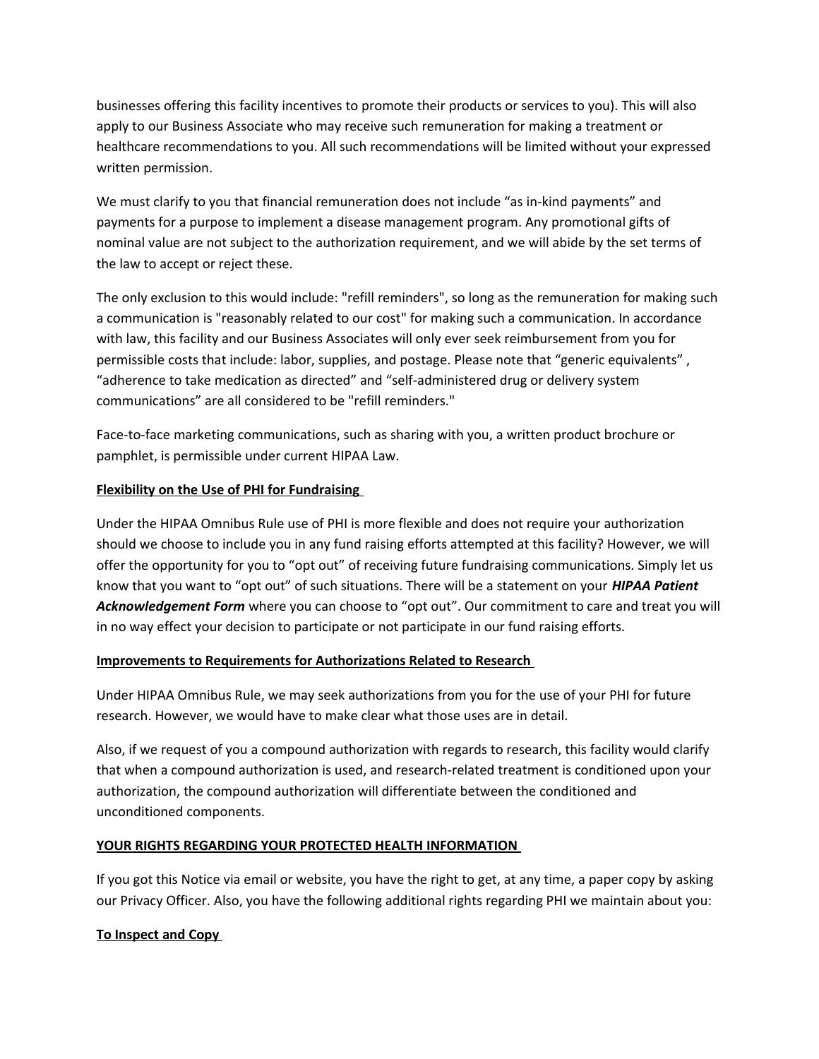businesses offering this facility incentives to promote their products or services to you). This will also apply to our Business Associate who may receive such remuneration for making a treatment or healthcare recommendations to you. All such recommendations will be limited without your expressed written permission.

We must clarify to you that financial remuneration does not include “as in-kind payments” and payments for a purpose to implement a disease management program. Any promotional gifts of nominal value are not subject to the authorization requirement, and we will abide by the set terms of the law to accept or reject these.

The only exclusion to this would include: "refill reminders", so long as the remuneration for making such a communication is "reasonably related to our cost" for making such a communication. In accordance with law, this facility and our Business Associates will only ever seek reimbursement from you for permissible costs that include: labor, supplies, and postage. Please note that “generic equivalents” , “adherence to take medication as directed” and “self-administered drug or delivery system communications” are all considered to be "refill reminders."

Face-to-face marketing communications, such as sharing with you, a written product brochure or pamphlet, is permissible under current HIPAA Law.

**<u>Flexibility on the Use of PHI for Fundraising</u>**

Under the HIPAA Omnibus Rule use of PHI is more flexible and does not require your authorization should we choose to include you in any fund raising efforts attempted at this facility? However, we will offer the opportunity for you to “opt out” of receiving future fundraising communications. Simply let us know that you want to “opt out” of such situations. There will be a statement on your ***HIPAA Patient Acknowledgement Form*** where you can choose to “opt out”. Our commitment to care and treat you will in no way effect your decision to participate or not participate in our fund raising efforts.

**<u>Improvements to Requirements for Authorizations Related to Research</u>**

Under HIPAA Omnibus Rule, we may seek authorizations from you for the use of your PHI for future research. However, we would have to make clear what those uses are in detail.

Also, if we request of you a compound authorization with regards to research, this facility would clarify that when a compound authorization is used, and research-related treatment is conditioned upon your authorization, the compound authorization will differentiate between the conditioned and unconditioned components.

**<u>YOUR RIGHTS REGARDING YOUR PROTECTED HEALTH INFORMATION</u>**

If you got this Notice via email or website, you have the right to get, at any time, a paper copy by asking our Privacy Officer. Also, you have the following additional rights regarding PHI we maintain about you:

**<u>To Inspect and Copy</u>**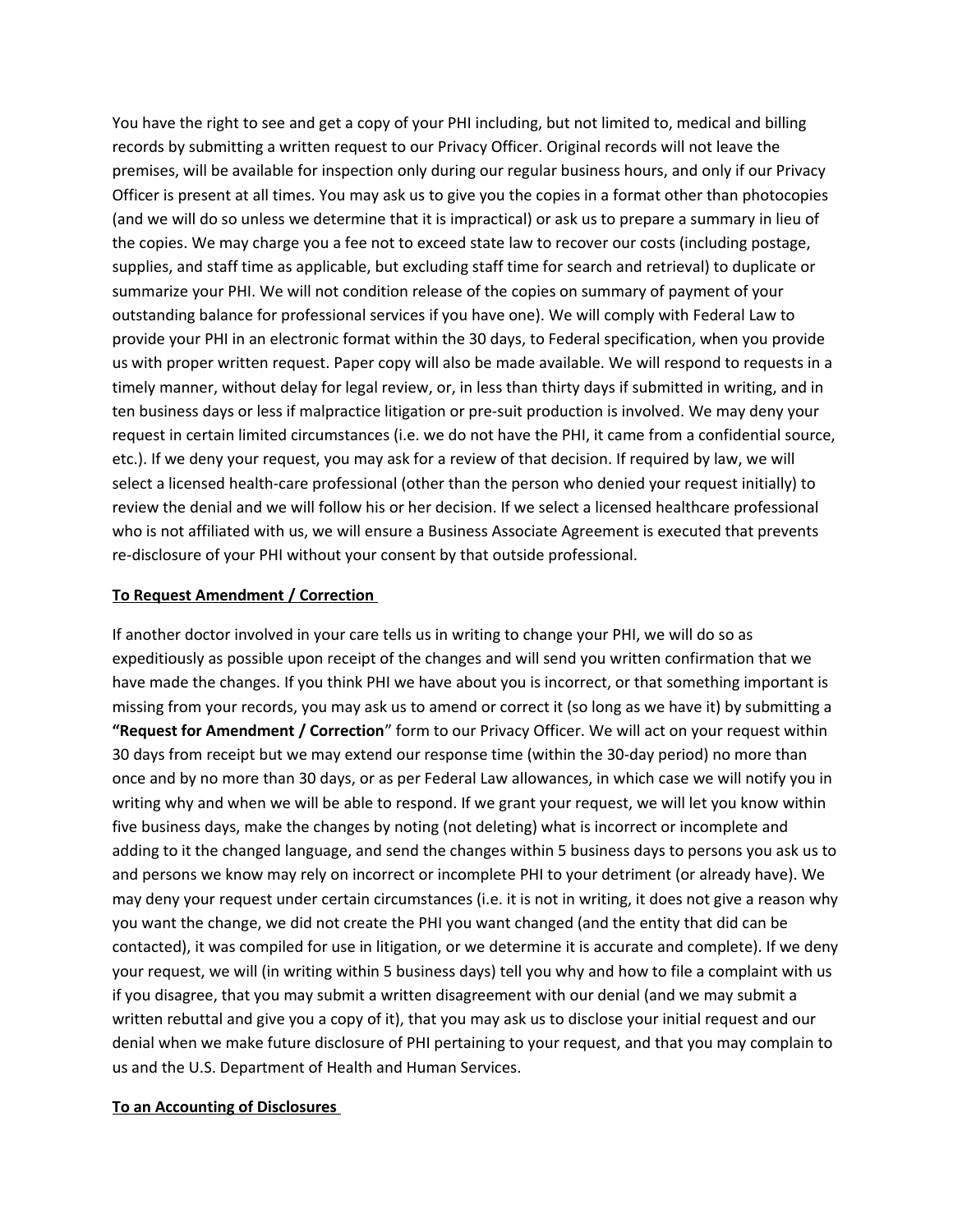You have the right to see and get a copy of your PHI including, but not limited to, medical and billing records by submitting a written request to our Privacy Officer. Original records will not leave the premises, will be available for inspection only during our regular business hours, and only if our Privacy Officer is present at all times. You may ask us to give you the copies in a format other than photocopies (and we will do so unless we determine that it is impractical) or ask us to prepare a summary in lieu of the copies. We may charge you a fee not to exceed state law to recover our costs (including postage, supplies, and staff time as applicable, but excluding staff time for search and retrieval) to duplicate or summarize your PHI. We will not condition release of the copies on summary of payment of your outstanding balance for professional services if you have one). We will comply with Federal Law to provide your PHI in an electronic format within the 30 days, to Federal specification, when you provide us with proper written request. Paper copy will also be made available. We will respond to requests in a timely manner, without delay for legal review, or, in less than thirty days if submitted in writing, and in ten business days or less if malpractice litigation or pre-suit production is involved. We may deny your request in certain limited circumstances (i.e. we do not have the PHI, it came from a confidential source, etc.). If we deny your request, you may ask for a review of that decision. If required by law, we will select a licensed health-care professional (other than the person who denied your request initially) to review the denial and we will follow his or her decision. If we select a licensed healthcare professional who is not affiliated with us, we will ensure a Business Associate Agreement is executed that prevents re-disclosure of your PHI without your consent by that outside professional.

**To Request Amendment / Correction**

If another doctor involved in your care tells us in writing to change your PHI, we will do so as expeditiously as possible upon receipt of the changes and will send you written confirmation that we have made the changes. If you think PHI we have about you is incorrect, or that something important is missing from your records, you may ask us to amend or correct it (so long as we have it) by submitting a **"Request for Amendment / Correction"** form to our Privacy Officer. We will act on your request within 30 days from receipt but we may extend our response time (within the 30-day period) no more than once and by no more than 30 days, or as per Federal Law allowances, in which case we will notify you in writing why and when we will be able to respond. If we grant your request, we will let you know within five business days, make the changes by noting (not deleting) what is incorrect or incomplete and adding to it the changed language, and send the changes within 5 business days to persons you ask us to and persons we know may rely on incorrect or incomplete PHI to your detriment (or already have). We may deny your request under certain circumstances (i.e. it is not in writing, it does not give a reason why you want the change, we did not create the PHI you want changed (and the entity that did can be contacted), it was compiled for use in litigation, or we determine it is accurate and complete). If we deny your request, we will (in writing within 5 business days) tell you why and how to file a complaint with us if you disagree, that you may submit a written disagreement with our denial (and we may submit a written rebuttal and give you a copy of it), that you may ask us to disclose your initial request and our denial when we make future disclosure of PHI pertaining to your request, and that you may complain to us and the U.S. Department of Health and Human Services.

**To an Accounting of Disclosures**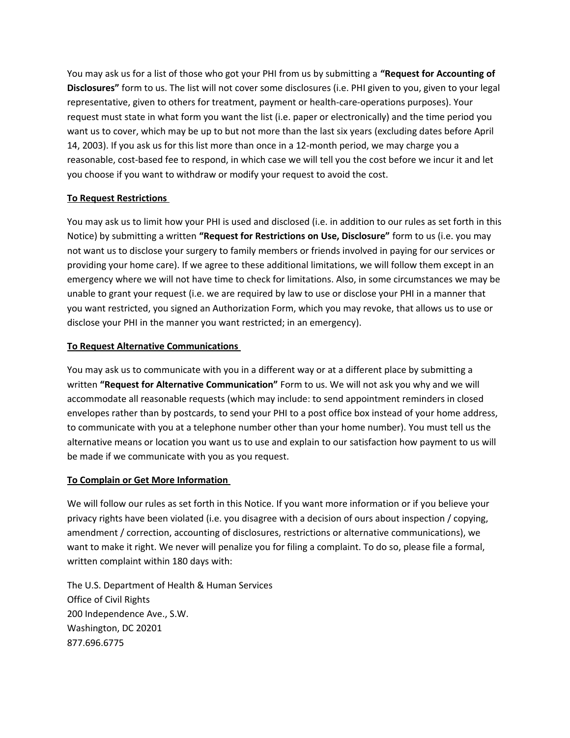You may ask us for a list of those who got your PHI from us by submitting a **"Request for Accounting of Disclosures"** form to us. The list will not cover some disclosures (i.e. PHI given to you, given to your legal representative, given to others for treatment, payment or health-care-operations purposes). Your request must state in what form you want the list (i.e. paper or electronically) and the time period you want us to cover, which may be up to but not more than the last six years (excluding dates before April 14, 2003). If you ask us for this list more than once in a 12-month period, we may charge you a reasonable, cost-based fee to respond, in which case we will tell you the cost before we incur it and let you choose if you want to withdraw or modify your request to avoid the cost.

**To Request Restrictions**

You may ask us to limit how your PHI is used and disclosed (i.e. in addition to our rules as set forth in this Notice) by submitting a written **"Request for Restrictions on Use, Disclosure"** form to us (i.e. you may not want us to disclose your surgery to family members or friends involved in paying for our services or providing your home care). If we agree to these additional limitations, we will follow them except in an emergency where we will not have time to check for limitations. Also, in some circumstances we may be unable to grant your request (i.e. we are required by law to use or disclose your PHI in a manner that you want restricted, you signed an Authorization Form, which you may revoke, that allows us to use or disclose your PHI in the manner you want restricted; in an emergency).

**To Request Alternative Communications**

You may ask us to communicate with you in a different way or at a different place by submitting a written **"Request for Alternative Communication"** Form to us. We will not ask you why and we will accommodate all reasonable requests (which may include: to send appointment reminders in closed envelopes rather than by postcards, to send your PHI to a post office box instead of your home address, to communicate with you at a telephone number other than your home number). You must tell us the alternative means or location you want us to use and explain to our satisfaction how payment to us will be made if we communicate with you as you request.

**To Complain or Get More Information**

We will follow our rules as set forth in this Notice. If you want more information or if you believe your privacy rights have been violated (i.e. you disagree with a decision of ours about inspection / copying, amendment / correction, accounting of disclosures, restrictions or alternative communications), we want to make it right. We never will penalize you for filing a complaint. To do so, please file a formal, written complaint within 180 days with:

The U.S. Department of Health & Human Services
Office of Civil Rights
200 Independence Ave., S.W.
Washington, DC 20201
877.696.6775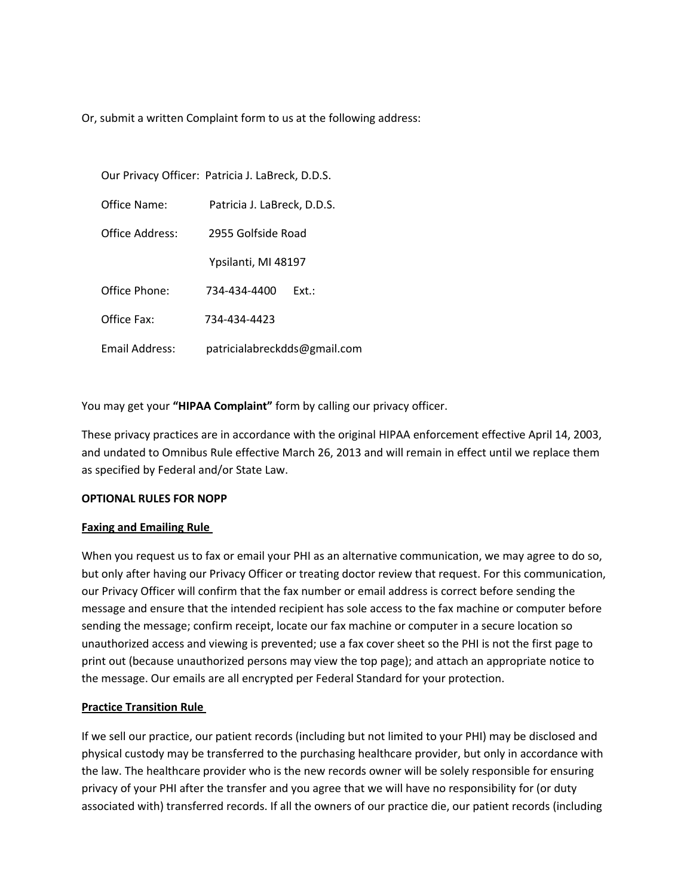Or, submit a written Complaint form to us at the following address:

Our Privacy Officer: Patricia J. LaBreck, D.D.S.

Office Name: Patricia J. LaBreck, D.D.S.

Office Address: 2955 Golfside Road

Ypsilanti, MI 48197

Office Phone: 734-434-4400 Ext.:

Office Fax: 734-434-4423

Email Address: patricialabreckdds@gmail.com

You may get your **"HIPAA Complaint"** form by calling our privacy officer.

These privacy practices are in accordance with the original HIPAA enforcement effective April 14, 2003, and undated to Omnibus Rule effective March 26, 2013 and will remain in effect until we replace them as specified by Federal and/or State Law.

**OPTIONAL RULES FOR NOPP**

**Faxing and Emailing Rule**

When you request us to fax or email your PHI as an alternative communication, we may agree to do so, but only after having our Privacy Officer or treating doctor review that request. For this communication, our Privacy Officer will confirm that the fax number or email address is correct before sending the message and ensure that the intended recipient has sole access to the fax machine or computer before sending the message; confirm receipt, locate our fax machine or computer in a secure location so unauthorized access and viewing is prevented; use a fax cover sheet so the PHI is not the first page to print out (because unauthorized persons may view the top page); and attach an appropriate notice to the message. Our emails are all encrypted per Federal Standard for your protection.

**Practice Transition Rule**

If we sell our practice, our patient records (including but not limited to your PHI) may be disclosed and physical custody may be transferred to the purchasing healthcare provider, but only in accordance with the law. The healthcare provider who is the new records owner will be solely responsible for ensuring privacy of your PHI after the transfer and you agree that we will have no responsibility for (or duty associated with) transferred records. If all the owners of our practice die, our patient records (including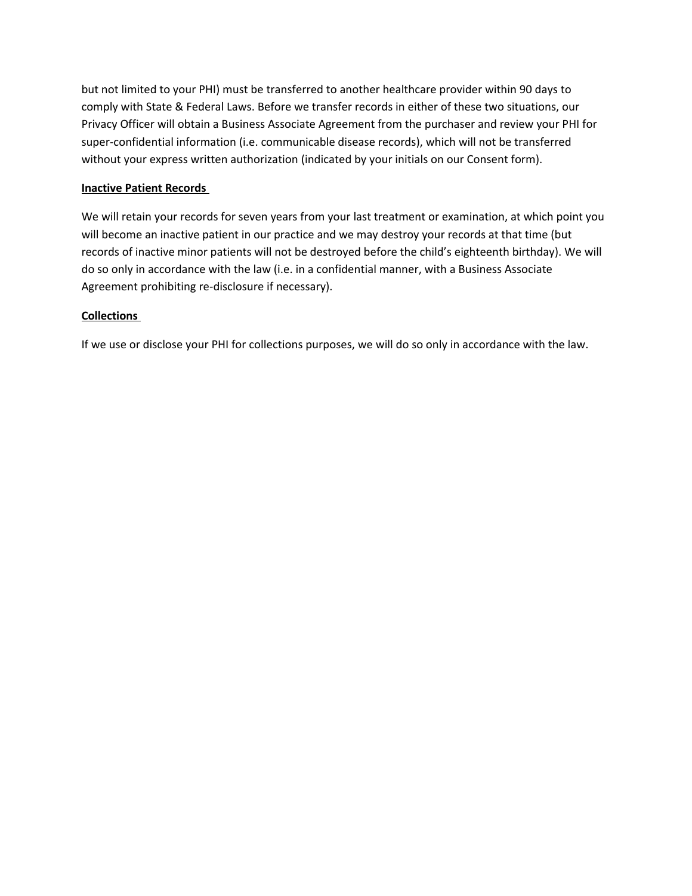but not limited to your PHI) must be transferred to another healthcare provider within 90 days to comply with State & Federal Laws. Before we transfer records in either of these two situations, our Privacy Officer will obtain a Business Associate Agreement from the purchaser and review your PHI for super-confidential information (i.e. communicable disease records), which will not be transferred without your express written authorization (indicated by your initials on our Consent form).

**Inactive Patient Records**

We will retain your records for seven years from your last treatment or examination, at which point you will become an inactive patient in our practice and we may destroy your records at that time (but records of inactive minor patients will not be destroyed before the child's eighteenth birthday). We will do so only in accordance with the law (i.e. in a confidential manner, with a Business Associate Agreement prohibiting re-disclosure if necessary).

**Collections**

If we use or disclose your PHI for collections purposes, we will do so only in accordance with the law.